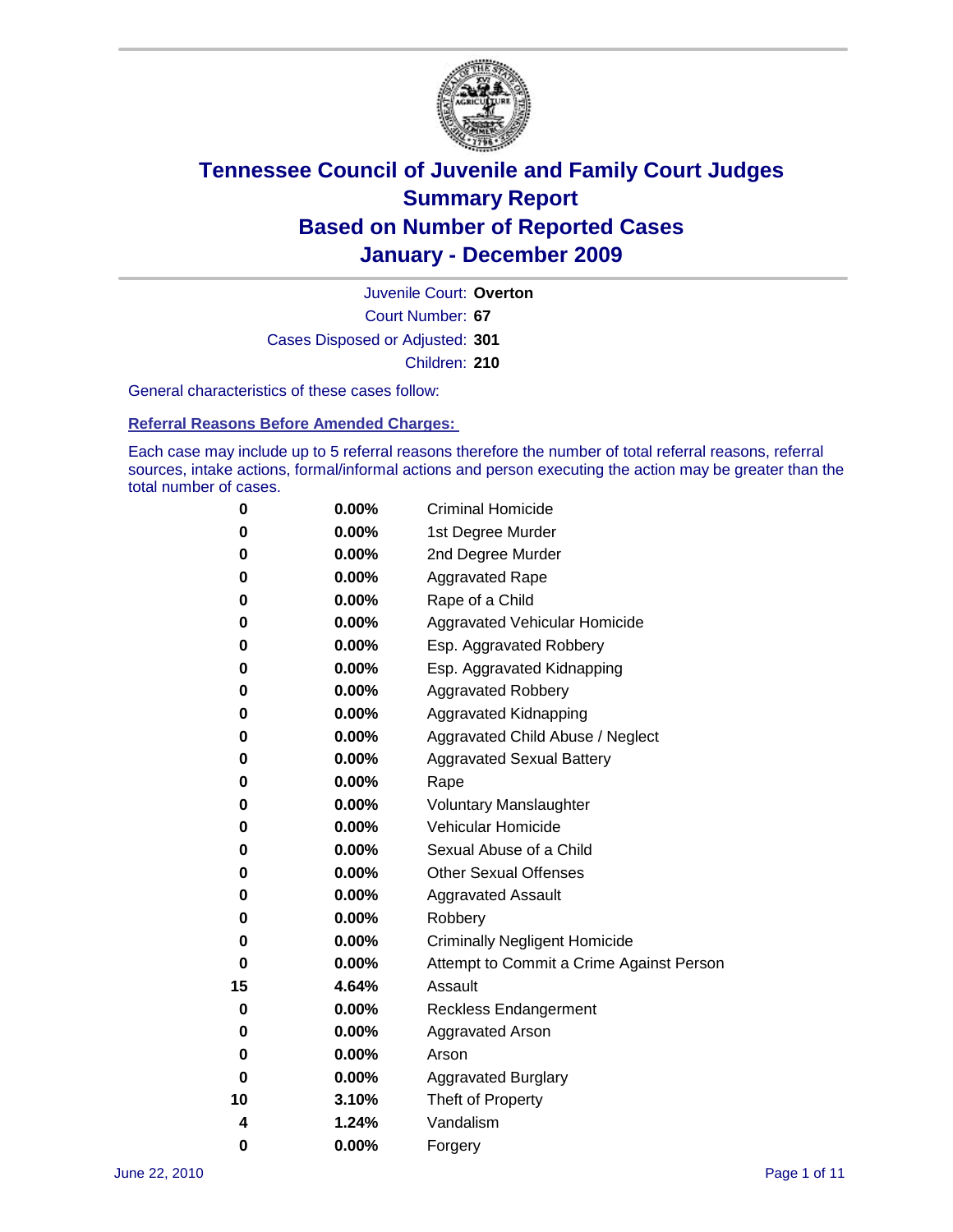# Tennessee Council of Juvenile and Family Court Judges
# Summary Report
# Based on Number of Reported Cases
# January - December 2009

Juvenile Court: **Overton**

Court Number: **67**

Cases Disposed or Adjusted: **301**

Children: **210**

General characteristics of these cases follow:

**Referral Reasons Before Amended Charges:**

Each case may include up to 5 referral reasons therefore the number of total referral reasons, referral sources, intake actions, formal/informal actions and person executing the action may be greater than the total number of cases.

| | | |
|---|---|---|
| 0 | 0.00% | Criminal Homicide |
| 0 | 0.00% | 1st Degree Murder |
| 0 | 0.00% | 2nd Degree Murder |
| 0 | 0.00% | Aggravated Rape |
| 0 | 0.00% | Rape of a Child |
| 0 | 0.00% | Aggravated Vehicular Homicide |
| 0 | 0.00% | Esp. Aggravated Robbery |
| 0 | 0.00% | Esp. Aggravated Kidnapping |
| 0 | 0.00% | Aggravated Robbery |
| 0 | 0.00% | Aggravated Kidnapping |
| 0 | 0.00% | Aggravated Child Abuse / Neglect |
| 0 | 0.00% | Aggravated Sexual Battery |
| 0 | 0.00% | Rape |
| 0 | 0.00% | Voluntary Manslaughter |
| 0 | 0.00% | Vehicular Homicide |
| 0 | 0.00% | Sexual Abuse of a Child |
| 0 | 0.00% | Other Sexual Offenses |
| 0 | 0.00% | Aggravated Assault |
| 0 | 0.00% | Robbery |
| 0 | 0.00% | Criminally Negligent Homicide |
| 0 | 0.00% | Attempt to Commit a Crime Against Person |
| 15 | 4.64% | Assault |
| 0 | 0.00% | Reckless Endangerment |
| 0 | 0.00% | Aggravated Arson |
| 0 | 0.00% | Arson |
| 0 | 0.00% | Aggravated Burglary |
| 10 | 3.10% | Theft of Property |
| 4 | 1.24% | Vandalism |
| 0 | 0.00% | Forgery |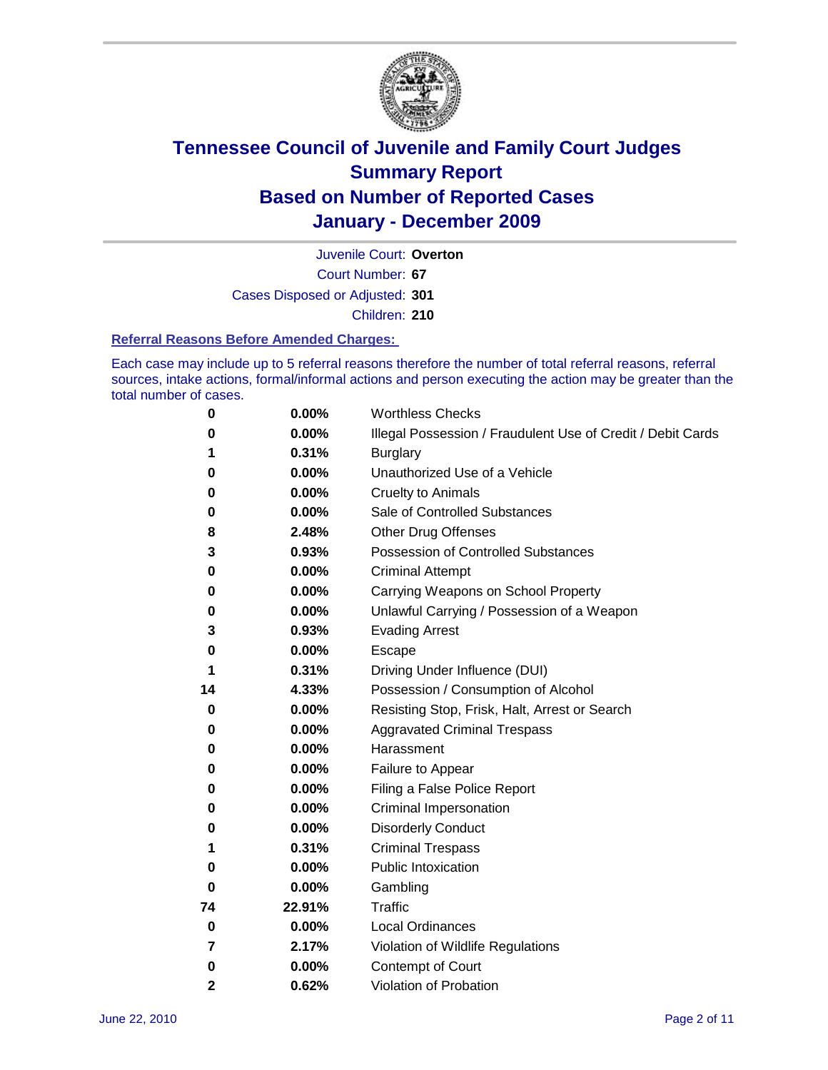# Tennessee Council of Juvenile and Family Court Judges
# Summary Report
# Based on Number of Reported Cases
# January - December 2009

Juvenile Court: **Overton**

Court Number: **67**

Cases Disposed or Adjusted: **301**

Children: **210**

### Referral Reasons Before Amended Charges:

Each case may include up to 5 referral reasons therefore the number of total referral reasons, referral sources, intake actions, formal/informal actions and person executing the action may be greater than the total number of cases.

| Count | Percent | Referral Reason |
|---|---|---|
| 0 | 0.00% | Worthless Checks |
| 0 | 0.00% | Illegal Possession / Fraudulent Use of Credit / Debit Cards |
| 1 | 0.31% | Burglary |
| 0 | 0.00% | Unauthorized Use of a Vehicle |
| 0 | 0.00% | Cruelty to Animals |
| 0 | 0.00% | Sale of Controlled Substances |
| 8 | 2.48% | Other Drug Offenses |
| 3 | 0.93% | Possession of Controlled Substances |
| 0 | 0.00% | Criminal Attempt |
| 0 | 0.00% | Carrying Weapons on School Property |
| 0 | 0.00% | Unlawful Carrying / Possession of a Weapon |
| 3 | 0.93% | Evading Arrest |
| 0 | 0.00% | Escape |
| 1 | 0.31% | Driving Under Influence (DUI) |
| 14 | 4.33% | Possession / Consumption of Alcohol |
| 0 | 0.00% | Resisting Stop, Frisk, Halt, Arrest or Search |
| 0 | 0.00% | Aggravated Criminal Trespass |
| 0 | 0.00% | Harassment |
| 0 | 0.00% | Failure to Appear |
| 0 | 0.00% | Filing a False Police Report |
| 0 | 0.00% | Criminal Impersonation |
| 0 | 0.00% | Disorderly Conduct |
| 1 | 0.31% | Criminal Trespass |
| 0 | 0.00% | Public Intoxication |
| 0 | 0.00% | Gambling |
| 74 | 22.91% | Traffic |
| 0 | 0.00% | Local Ordinances |
| 7 | 2.17% | Violation of Wildlife Regulations |
| 0 | 0.00% | Contempt of Court |
| 2 | 0.62% | Violation of Probation |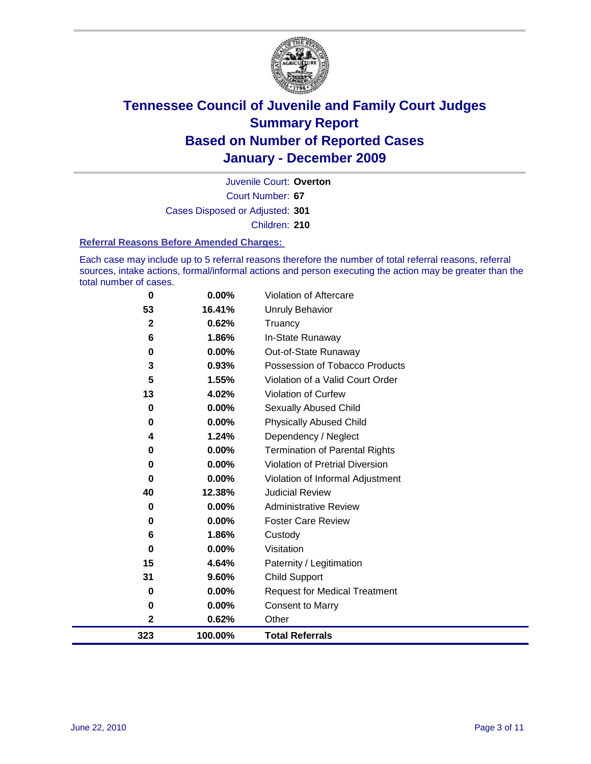# Tennessee Council of Juvenile and Family Court Judges
## Summary Report
## Based on Number of Reported Cases
## January - December 2009

Juvenile Court: **Overton**

Court Number: **67**

Cases Disposed or Adjusted: **301**

Children: **210**

### Referral Reasons Before Amended Charges:

Each case may include up to 5 referral reasons therefore the number of total referral reasons, referral sources, intake actions, formal/informal actions and person executing the action may be greater than the total number of cases.

| Count | Percent | Referral Reason |
|---|---|---|
| 0 | 0.00% | Violation of Aftercare |
| 53 | 16.41% | Unruly Behavior |
| 2 | 0.62% | Truancy |
| 6 | 1.86% | In-State Runaway |
| 0 | 0.00% | Out-of-State Runaway |
| 3 | 0.93% | Possession of Tobacco Products |
| 5 | 1.55% | Violation of a Valid Court Order |
| 13 | 4.02% | Violation of Curfew |
| 0 | 0.00% | Sexually Abused Child |
| 0 | 0.00% | Physically Abused Child |
| 4 | 1.24% | Dependency / Neglect |
| 0 | 0.00% | Termination of Parental Rights |
| 0 | 0.00% | Violation of Pretrial Diversion |
| 0 | 0.00% | Violation of Informal Adjustment |
| 40 | 12.38% | Judicial Review |
| 0 | 0.00% | Administrative Review |
| 0 | 0.00% | Foster Care Review |
| 6 | 1.86% | Custody |
| 0 | 0.00% | Visitation |
| 15 | 4.64% | Paternity / Legitimation |
| 31 | 9.60% | Child Support |
| 0 | 0.00% | Request for Medical Treatment |
| 0 | 0.00% | Consent to Marry |
| 2 | 0.62% | Other |
| **323** | **100.00%** | **Total Referrals** |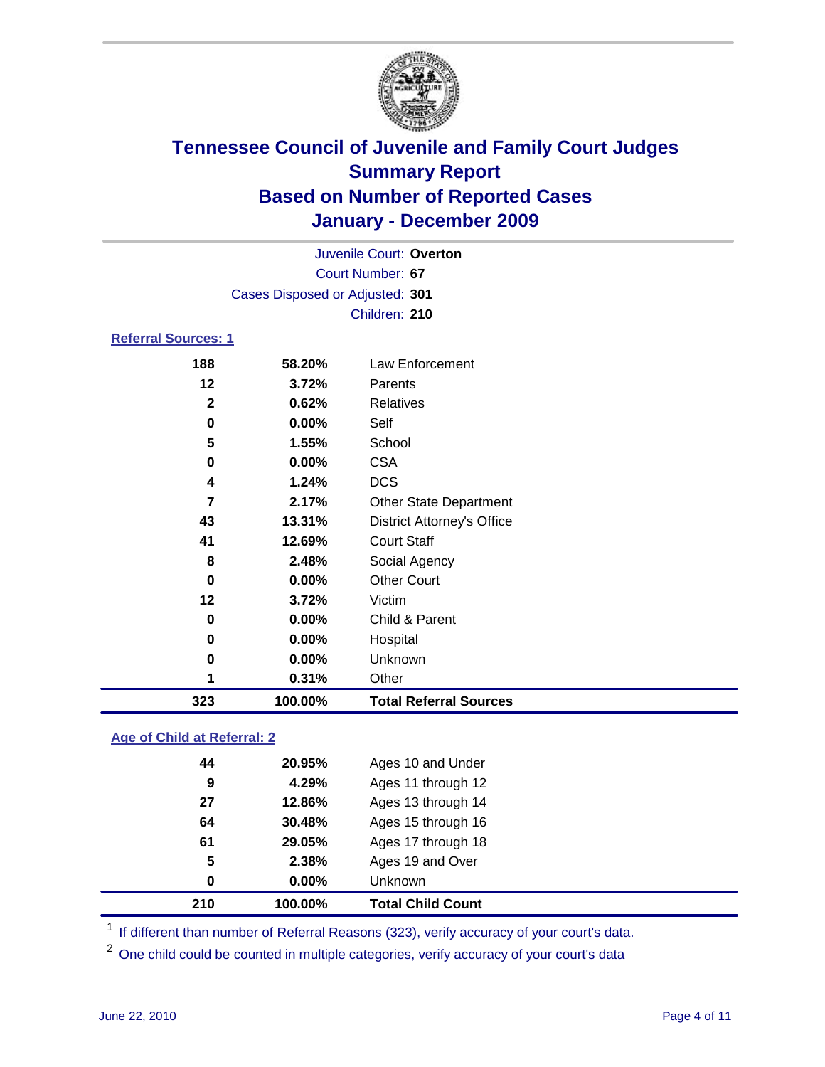# Tennessee Council of Juvenile and Family Court Judges
## Summary Report
## Based on Number of Reported Cases
## January - December 2009

Juvenile Court: **Overton**

Court Number: **67**

Cases Disposed or Adjusted: **301**

Children: **210**

### Referral Sources: 1

| | | |
|---|---|---|
| 188 | 58.20% | Law Enforcement |
| 12 | 3.72% | Parents |
| 2 | 0.62% | Relatives |
| 0 | 0.00% | Self |
| 5 | 1.55% | School |
| 0 | 0.00% | CSA |
| 4 | 1.24% | DCS |
| 7 | 2.17% | Other State Department |
| 43 | 13.31% | District Attorney's Office |
| 41 | 12.69% | Court Staff |
| 8 | 2.48% | Social Agency |
| 0 | 0.00% | Other Court |
| 12 | 3.72% | Victim |
| 0 | 0.00% | Child & Parent |
| 0 | 0.00% | Hospital |
| 0 | 0.00% | Unknown |
| 1 | 0.31% | Other |
| **323** | **100.00%** | **Total Referral Sources** |

### Age of Child at Referral: 2

| | | |
|---|---|---|
| 44 | 20.95% | Ages 10 and Under |
| 9 | 4.29% | Ages 11 through 12 |
| 27 | 12.86% | Ages 13 through 14 |
| 64 | 30.48% | Ages 15 through 16 |
| 61 | 29.05% | Ages 17 through 18 |
| 5 | 2.38% | Ages 19 and Over |
| 0 | 0.00% | Unknown |
| **210** | **100.00%** | **Total Child Count** |

[1] If different than number of Referral Reasons (323), verify accuracy of your court's data.

[2] One child could be counted in multiple categories, verify accuracy of your court's data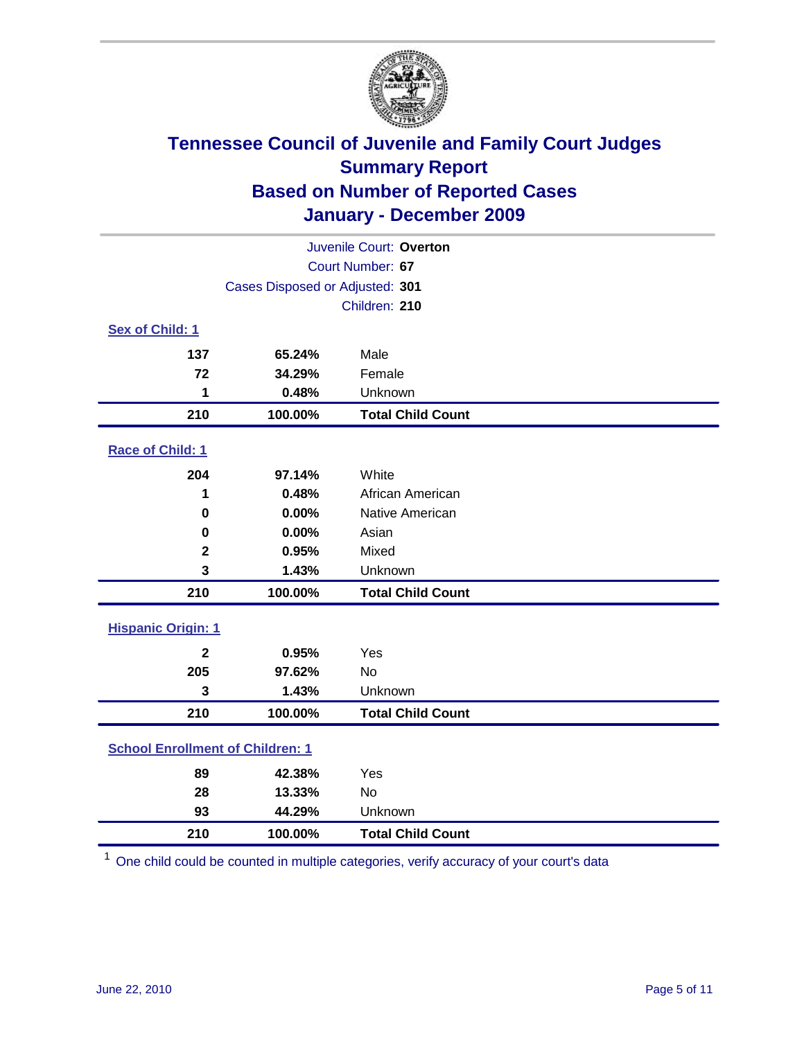# Tennessee Council of Juvenile and Family Court Judges
## Summary Report
## Based on Number of Reported Cases
## January - December 2009

Juvenile Court: **Overton**
Court Number: **67**
Cases Disposed or Adjusted: **301**
Children: **210**

### Sex of Child: 1

| Count | Percent | Category |
|---|---|---|
| 137 | 65.24% | Male |
| 72 | 34.29% | Female |
| 1 | 0.48% | Unknown |
| **210** | **100.00%** | **Total Child Count** |

### Race of Child: 1

| Count | Percent | Category |
|---|---|---|
| 204 | 97.14% | White |
| 1 | 0.48% | African American |
| 0 | 0.00% | Native American |
| 0 | 0.00% | Asian |
| 2 | 0.95% | Mixed |
| 3 | 1.43% | Unknown |
| **210** | **100.00%** | **Total Child Count** |

### Hispanic Origin: 1

| Count | Percent | Category |
|---|---|---|
| 2 | 0.95% | Yes |
| 205 | 97.62% | No |
| 3 | 1.43% | Unknown |
| **210** | **100.00%** | **Total Child Count** |

### School Enrollment of Children: 1

| Count | Percent | Category |
|---|---|---|
| 89 | 42.38% | Yes |
| 28 | 13.33% | No |
| 93 | 44.29% | Unknown |
| **210** | **100.00%** | **Total Child Count** |

[1] One child could be counted in multiple categories, verify accuracy of your court's data

June 22, 2010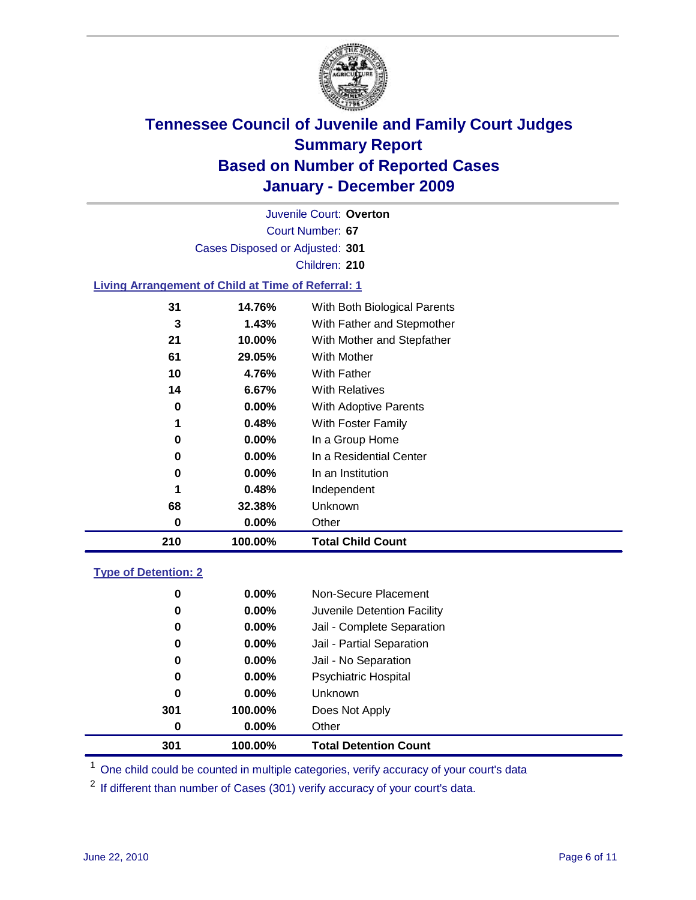# Tennessee Council of Juvenile and Family Court Judges
## Summary Report
## Based on Number of Reported Cases
## January - December 2009

Juvenile Court: **Overton**
Court Number: **67**
Cases Disposed or Adjusted: **301**
Children: **210**

### Living Arrangement of Child at Time of Referral: 1

| Count | Percent | Category |
|---|---|---|
| 31 | 14.76% | With Both Biological Parents |
| 3 | 1.43% | With Father and Stepmother |
| 21 | 10.00% | With Mother and Stepfather |
| 61 | 29.05% | With Mother |
| 10 | 4.76% | With Father |
| 14 | 6.67% | With Relatives |
| 0 | 0.00% | With Adoptive Parents |
| 1 | 0.48% | With Foster Family |
| 0 | 0.00% | In a Group Home |
| 0 | 0.00% | In a Residential Center |
| 0 | 0.00% | In an Institution |
| 1 | 0.48% | Independent |
| 68 | 32.38% | Unknown |
| 0 | 0.00% | Other |
| **210** | **100.00%** | **Total Child Count** |

### Type of Detention: 2

| Count | Percent | Category |
|---|---|---|
| 0 | 0.00% | Non-Secure Placement |
| 0 | 0.00% | Juvenile Detention Facility |
| 0 | 0.00% | Jail - Complete Separation |
| 0 | 0.00% | Jail - Partial Separation |
| 0 | 0.00% | Jail - No Separation |
| 0 | 0.00% | Psychiatric Hospital |
| 0 | 0.00% | Unknown |
| 301 | 100.00% | Does Not Apply |
| 0 | 0.00% | Other |
| **301** | **100.00%** | **Total Detention Count** |

[1] One child could be counted in multiple categories, verify accuracy of your court's data

[2] If different than number of Cases (301) verify accuracy of your court's data.

June 22, 2010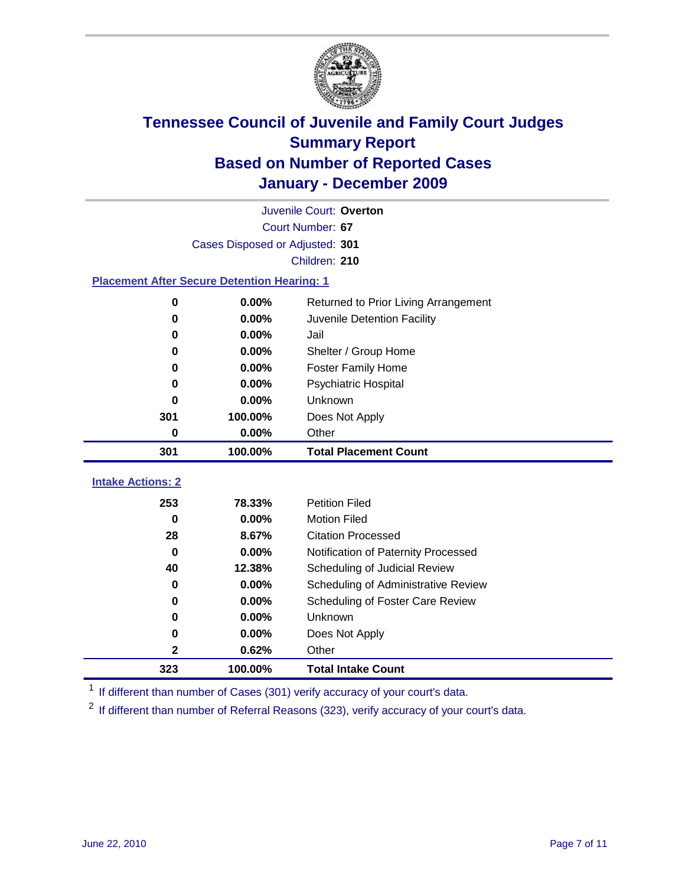# Tennessee Council of Juvenile and Family Court Judges
## Summary Report
## Based on Number of Reported Cases
## January - December 2009

Juvenile Court: **Overton**
Court Number: **67**
Cases Disposed or Adjusted: **301**
Children: **210**

### Placement After Secure Detention Hearing: 1

| Count | Percent | Placement |
|---|---|---|
| 0 | 0.00% | Returned to Prior Living Arrangement |
| 0 | 0.00% | Juvenile Detention Facility |
| 0 | 0.00% | Jail |
| 0 | 0.00% | Shelter / Group Home |
| 0 | 0.00% | Foster Family Home |
| 0 | 0.00% | Psychiatric Hospital |
| 0 | 0.00% | Unknown |
| 301 | 100.00% | Does Not Apply |
| 0 | 0.00% | Other |
| **301** | **100.00%** | **Total Placement Count** |

### Intake Actions: 2

| Count | Percent | Intake Action |
|---|---|---|
| 253 | 78.33% | Petition Filed |
| 0 | 0.00% | Motion Filed |
| 28 | 8.67% | Citation Processed |
| 0 | 0.00% | Notification of Paternity Processed |
| 40 | 12.38% | Scheduling of Judicial Review |
| 0 | 0.00% | Scheduling of Administrative Review |
| 0 | 0.00% | Scheduling of Foster Care Review |
| 0 | 0.00% | Unknown |
| 0 | 0.00% | Does Not Apply |
| 2 | 0.62% | Other |
| **323** | **100.00%** | **Total Intake Count** |

[1] If different than number of Cases (301) verify accuracy of your court's data.

[2] If different than number of Referral Reasons (323), verify accuracy of your court's data.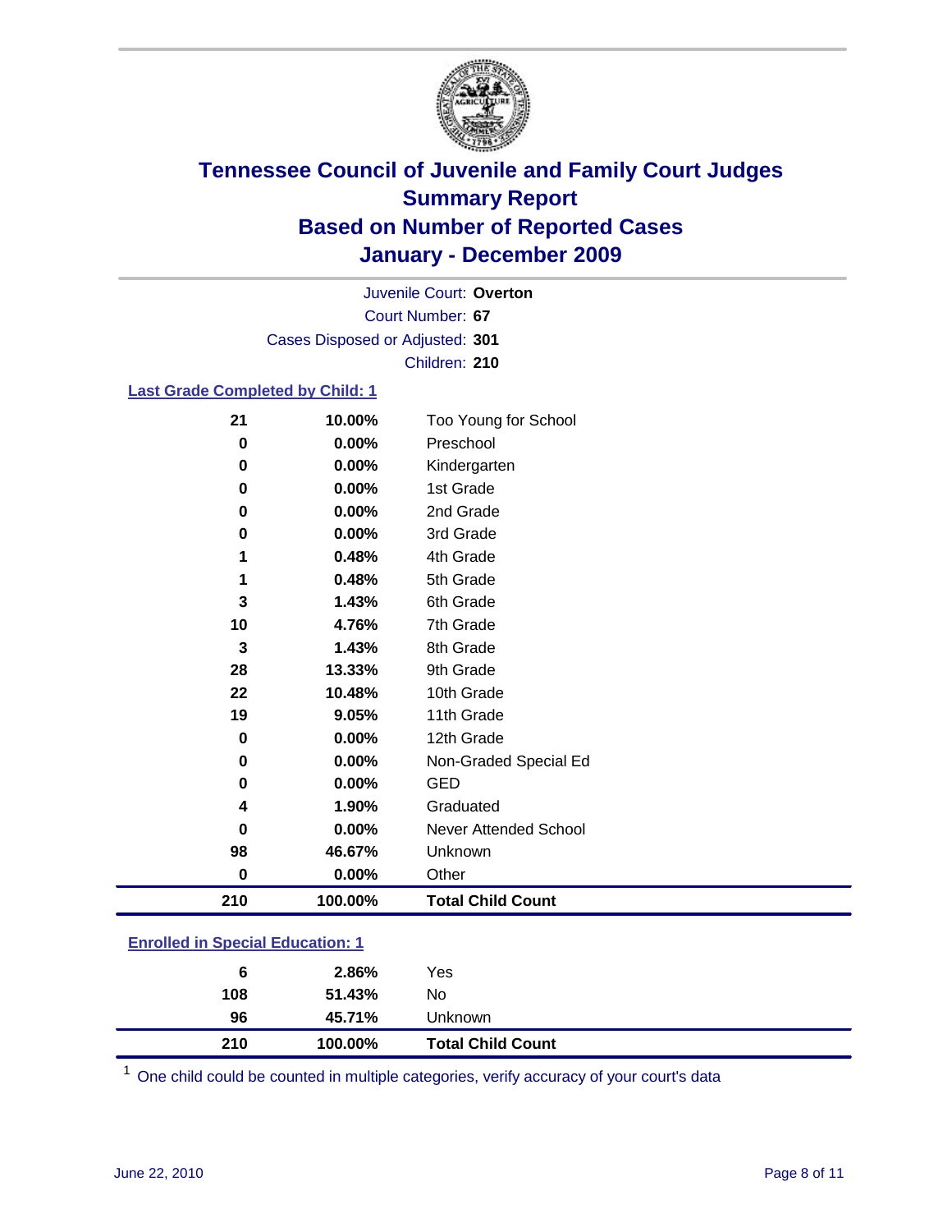# Tennessee Council of Juvenile and Family Court Judges
## Summary Report
## Based on Number of Reported Cases
## January - December 2009

Juvenile Court: **Overton**
Court Number: **67**
Cases Disposed or Adjusted: **301**
Children: **210**

### Last Grade Completed by Child: 1

| Count | Percent | Category |
|---|---|---|
| 21 | 10.00% | Too Young for School |
| 0 | 0.00% | Preschool |
| 0 | 0.00% | Kindergarten |
| 0 | 0.00% | 1st Grade |
| 0 | 0.00% | 2nd Grade |
| 0 | 0.00% | 3rd Grade |
| 1 | 0.48% | 4th Grade |
| 1 | 0.48% | 5th Grade |
| 3 | 1.43% | 6th Grade |
| 10 | 4.76% | 7th Grade |
| 3 | 1.43% | 8th Grade |
| 28 | 13.33% | 9th Grade |
| 22 | 10.48% | 10th Grade |
| 19 | 9.05% | 11th Grade |
| 0 | 0.00% | 12th Grade |
| 0 | 0.00% | Non-Graded Special Ed |
| 0 | 0.00% | GED |
| 4 | 1.90% | Graduated |
| 0 | 0.00% | Never Attended School |
| 98 | 46.67% | Unknown |
| 0 | 0.00% | Other |
| **210** | **100.00%** | **Total Child Count** |

### Enrolled in Special Education: 1

| Count | Percent | Category |
|---|---|---|
| 6 | 2.86% | Yes |
| 108 | 51.43% | No |
| 96 | 45.71% | Unknown |
| **210** | **100.00%** | **Total Child Count** |

[1] One child could be counted in multiple categories, verify accuracy of your court's data

June 22, 2010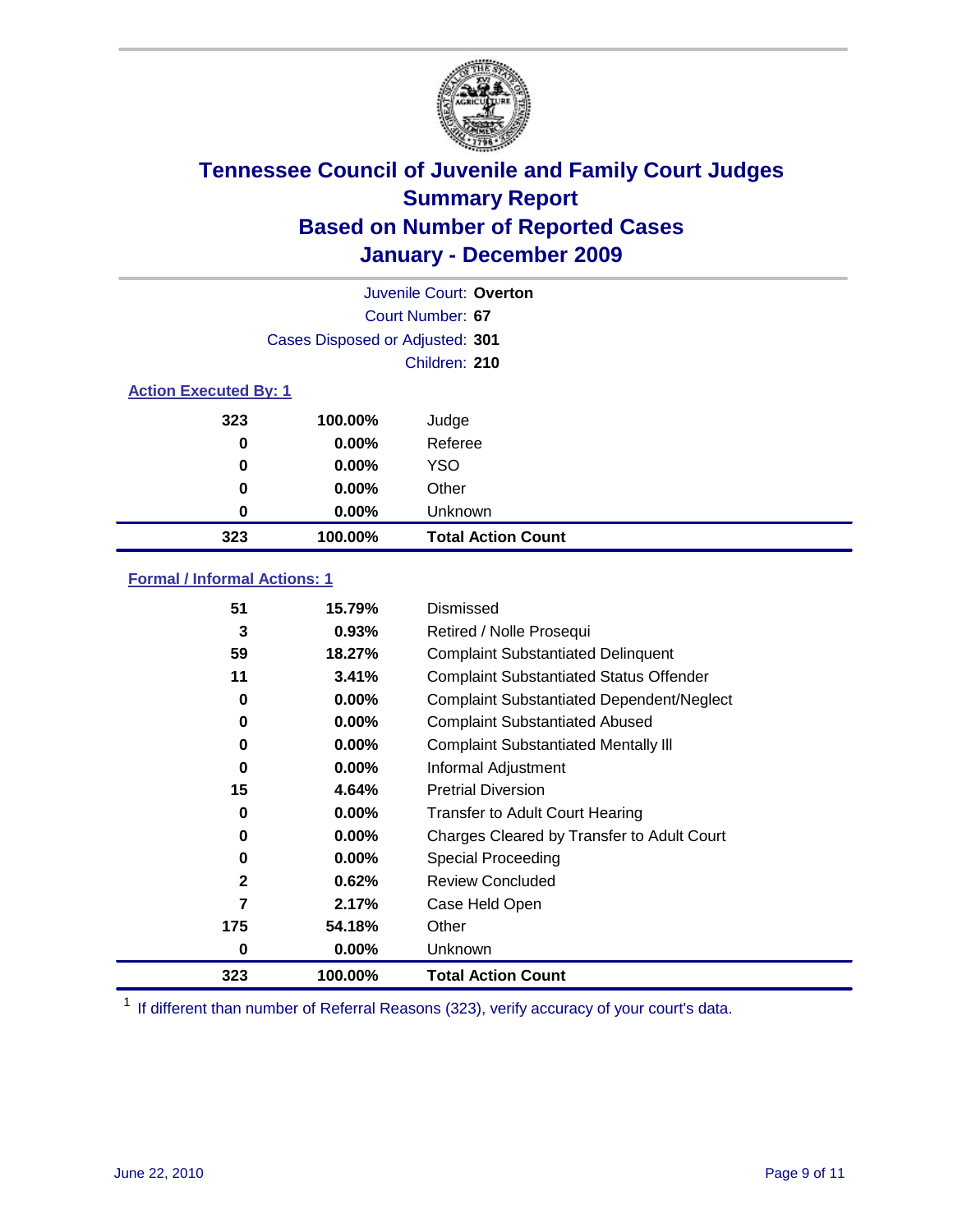# Tennessee Council of Juvenile and Family Court Judges
## Summary Report
## Based on Number of Reported Cases
## January - December 2009

Juvenile Court: **Overton**
Court Number: **67**
Cases Disposed or Adjusted: **301**
Children: **210**

### Action Executed By: 1

| | | |
|---|---|---|
| 323 | 100.00% | Judge |
| 0 | 0.00% | Referee |
| 0 | 0.00% | YSO |
| 0 | 0.00% | Other |
| 0 | 0.00% | Unknown |
| **323** | **100.00%** | **Total Action Count** |

### Formal / Informal Actions: 1

| | | |
|---|---|---|
| 51 | 15.79% | Dismissed |
| 3 | 0.93% | Retired / Nolle Prosequi |
| 59 | 18.27% | Complaint Substantiated Delinquent |
| 11 | 3.41% | Complaint Substantiated Status Offender |
| 0 | 0.00% | Complaint Substantiated Dependent/Neglect |
| 0 | 0.00% | Complaint Substantiated Abused |
| 0 | 0.00% | Complaint Substantiated Mentally Ill |
| 0 | 0.00% | Informal Adjustment |
| 15 | 4.64% | Pretrial Diversion |
| 0 | 0.00% | Transfer to Adult Court Hearing |
| 0 | 0.00% | Charges Cleared by Transfer to Adult Court |
| 0 | 0.00% | Special Proceeding |
| 2 | 0.62% | Review Concluded |
| 7 | 2.17% | Case Held Open |
| 175 | 54.18% | Other |
| 0 | 0.00% | Unknown |
| **323** | **100.00%** | **Total Action Count** |

[1] If different than number of Referral Reasons (323), verify accuracy of your court's data.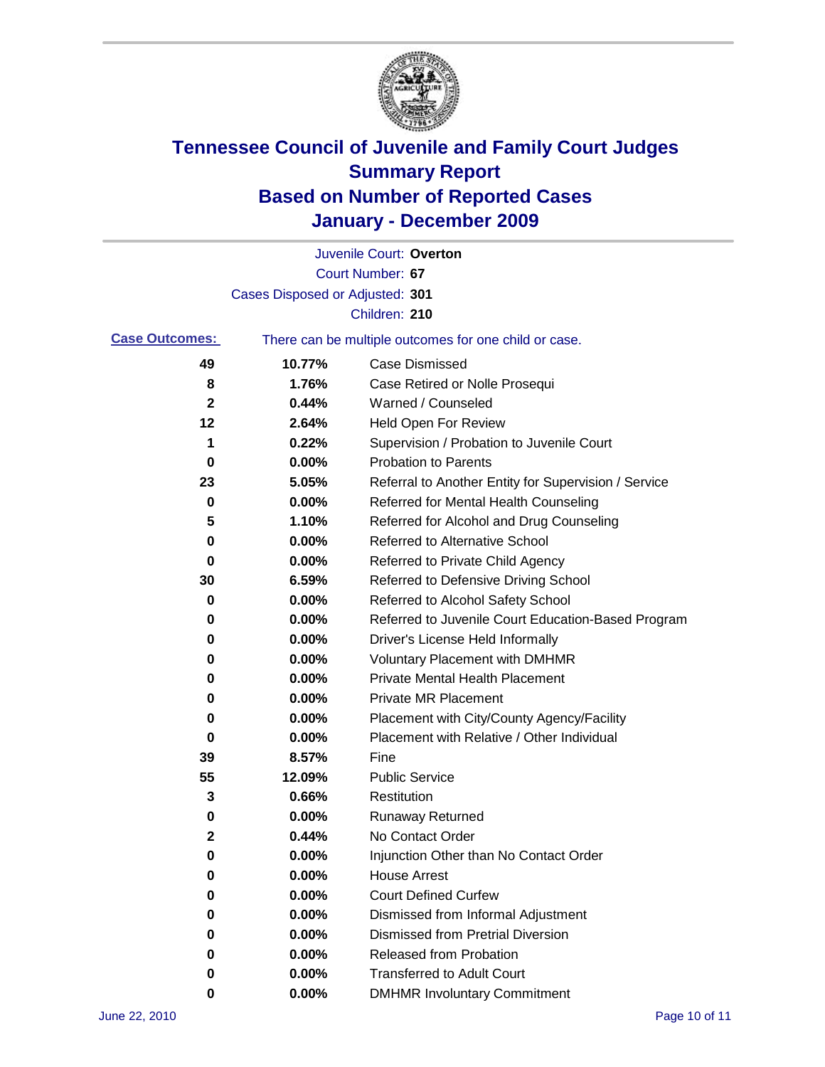# Tennessee Council of Juvenile and Family Court Judges
# Summary Report
# Based on Number of Reported Cases
# January - December 2009

Juvenile Court: **Overton**

Court Number: **67**

Cases Disposed or Adjusted: **301**

Children: **210**

**Case Outcomes:** There can be multiple outcomes for one child or case.

| Count | Percent | Outcome |
|---|---|---|
| 49 | 10.77% | Case Dismissed |
| 8 | 1.76% | Case Retired or Nolle Prosequi |
| 2 | 0.44% | Warned / Counseled |
| 12 | 2.64% | Held Open For Review |
| 1 | 0.22% | Supervision / Probation to Juvenile Court |
| 0 | 0.00% | Probation to Parents |
| 23 | 5.05% | Referral to Another Entity for Supervision / Service |
| 0 | 0.00% | Referred for Mental Health Counseling |
| 5 | 1.10% | Referred for Alcohol and Drug Counseling |
| 0 | 0.00% | Referred to Alternative School |
| 0 | 0.00% | Referred to Private Child Agency |
| 30 | 6.59% | Referred to Defensive Driving School |
| 0 | 0.00% | Referred to Alcohol Safety School |
| 0 | 0.00% | Referred to Juvenile Court Education-Based Program |
| 0 | 0.00% | Driver's License Held Informally |
| 0 | 0.00% | Voluntary Placement with DMHMR |
| 0 | 0.00% | Private Mental Health Placement |
| 0 | 0.00% | Private MR Placement |
| 0 | 0.00% | Placement with City/County Agency/Facility |
| 0 | 0.00% | Placement with Relative / Other Individual |
| 39 | 8.57% | Fine |
| 55 | 12.09% | Public Service |
| 3 | 0.66% | Restitution |
| 0 | 0.00% | Runaway Returned |
| 2 | 0.44% | No Contact Order |
| 0 | 0.00% | Injunction Other than No Contact Order |
| 0 | 0.00% | House Arrest |
| 0 | 0.00% | Court Defined Curfew |
| 0 | 0.00% | Dismissed from Informal Adjustment |
| 0 | 0.00% | Dismissed from Pretrial Diversion |
| 0 | 0.00% | Released from Probation |
| 0 | 0.00% | Transferred to Adult Court |
| 0 | 0.00% | DMHMR Involuntary Commitment |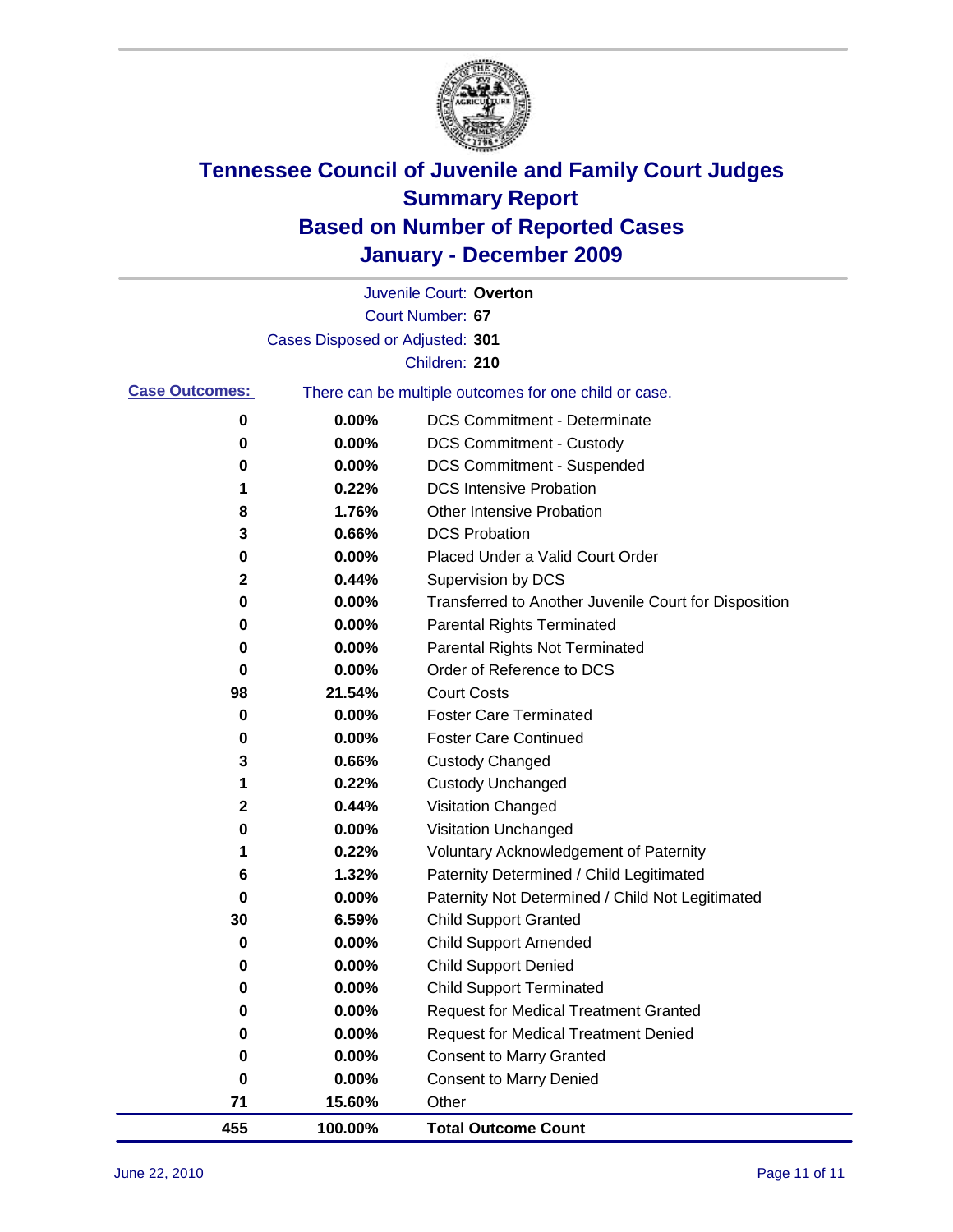# Tennessee Council of Juvenile and Family Court Judges
## Summary Report
## Based on Number of Reported Cases
## January - December 2009

Juvenile Court: **Overton**

Court Number: **67**

Cases Disposed or Adjusted: **301**

Children: **210**

**Case Outcomes:** There can be multiple outcomes for one child or case.

| | | |
|---|---|---|
| 0 | 0.00% | DCS Commitment - Determinate |
| 0 | 0.00% | DCS Commitment - Custody |
| 0 | 0.00% | DCS Commitment - Suspended |
| 1 | 0.22% | DCS Intensive Probation |
| 8 | 1.76% | Other Intensive Probation |
| 3 | 0.66% | DCS Probation |
| 0 | 0.00% | Placed Under a Valid Court Order |
| 2 | 0.44% | Supervision by DCS |
| 0 | 0.00% | Transferred to Another Juvenile Court for Disposition |
| 0 | 0.00% | Parental Rights Terminated |
| 0 | 0.00% | Parental Rights Not Terminated |
| 0 | 0.00% | Order of Reference to DCS |
| 98 | 21.54% | Court Costs |
| 0 | 0.00% | Foster Care Terminated |
| 0 | 0.00% | Foster Care Continued |
| 3 | 0.66% | Custody Changed |
| 1 | 0.22% | Custody Unchanged |
| 2 | 0.44% | Visitation Changed |
| 0 | 0.00% | Visitation Unchanged |
| 1 | 0.22% | Voluntary Acknowledgement of Paternity |
| 6 | 1.32% | Paternity Determined / Child Legitimated |
| 0 | 0.00% | Paternity Not Determined / Child Not Legitimated |
| 30 | 6.59% | Child Support Granted |
| 0 | 0.00% | Child Support Amended |
| 0 | 0.00% | Child Support Denied |
| 0 | 0.00% | Child Support Terminated |
| 0 | 0.00% | Request for Medical Treatment Granted |
| 0 | 0.00% | Request for Medical Treatment Denied |
| 0 | 0.00% | Consent to Marry Granted |
| 0 | 0.00% | Consent to Marry Denied |
| 71 | 15.60% | Other |
| **455** | **100.00%** | **Total Outcome Count** |